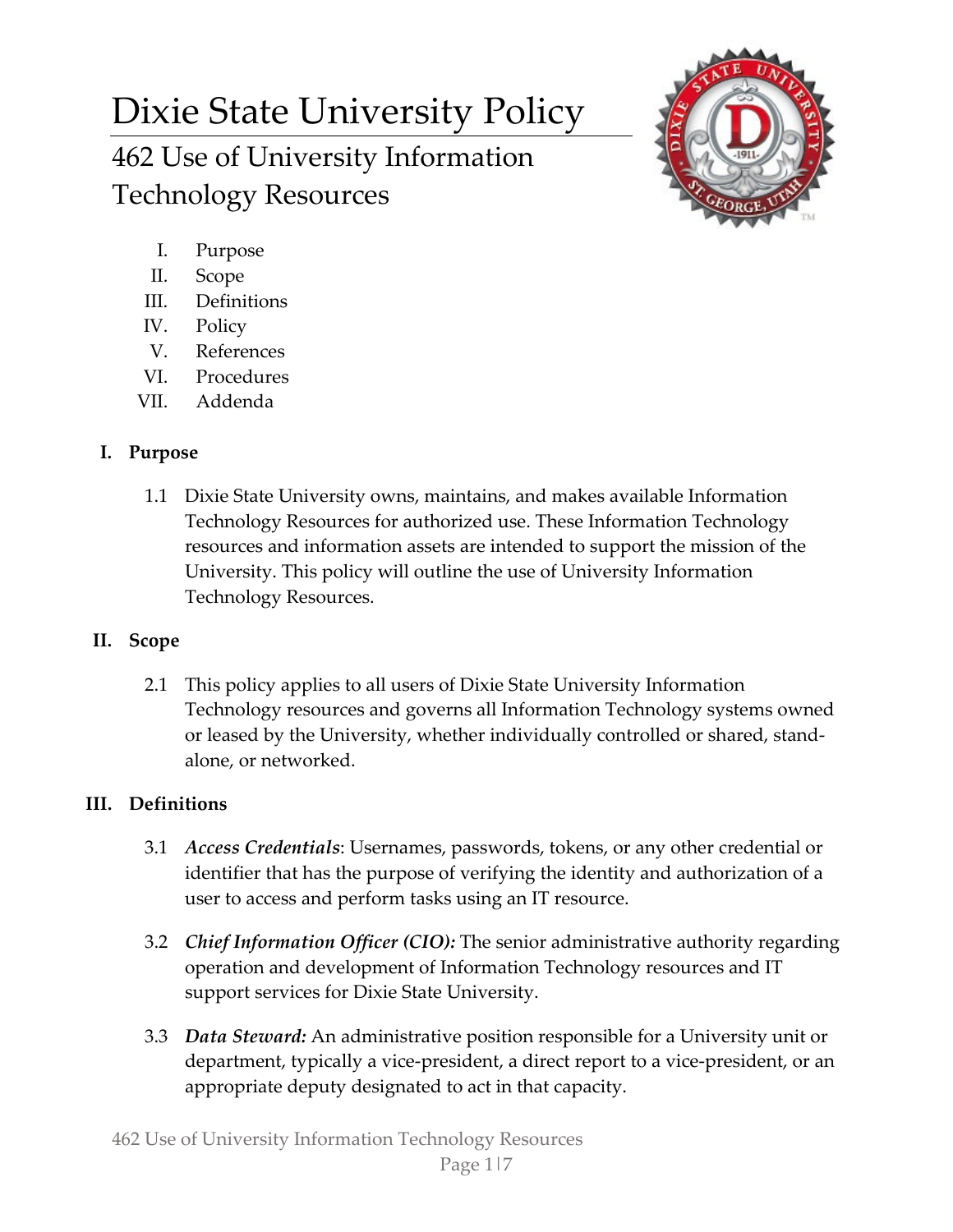# Dixie State University Policy

## 462 Use of University Information Technology Resources

I. Purpose
II. Scope
III. Definitions
IV. Policy
V. References
VI. Procedures
VII. Addenda

### I. Purpose

1.1 Dixie State University owns, maintains, and makes available Information Technology Resources for authorized use. These Information Technology resources and information assets are intended to support the mission of the University. This policy will outline the use of University Information Technology Resources.

### II. Scope

2.1 This policy applies to all users of Dixie State University Information Technology resources and governs all Information Technology systems owned or leased by the University, whether individually controlled or shared, stand-alone, or networked.

### III. Definitions

3.1 ***Access Credentials***: Usernames, passwords, tokens, or any other credential or identifier that has the purpose of verifying the identity and authorization of a user to access and perform tasks using an IT resource.

3.2 ***Chief Information Officer (CIO):*** The senior administrative authority regarding operation and development of Information Technology resources and IT support services for Dixie State University.

3.3 ***Data Steward:*** An administrative position responsible for a University unit or department, typically a vice-president, a direct report to a vice-president, or an appropriate deputy designated to act in that capacity.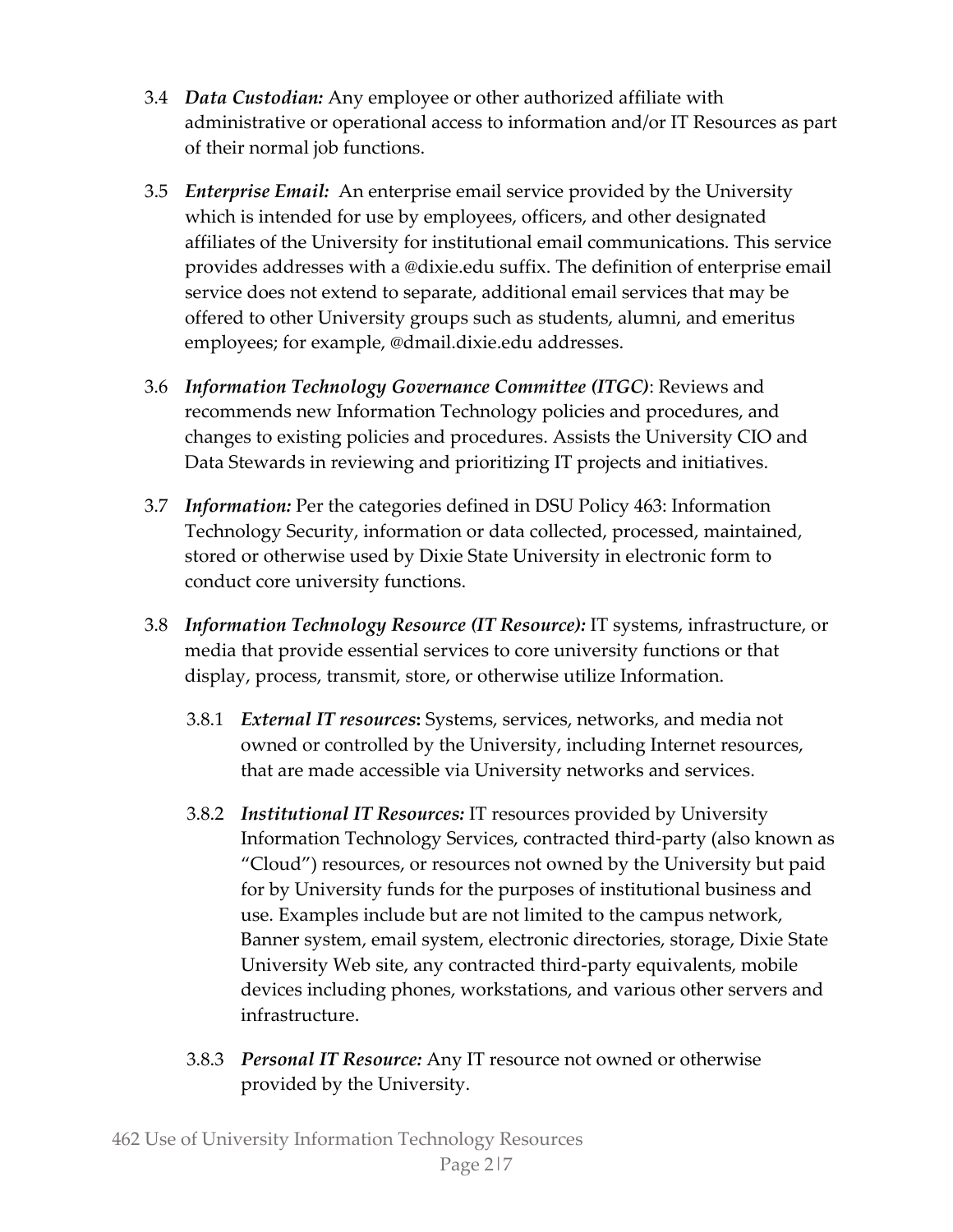3.4 ***Data Custodian:*** Any employee or other authorized affiliate with administrative or operational access to information and/or IT Resources as part of their normal job functions.

3.5 ***Enterprise Email:*** An enterprise email service provided by the University which is intended for use by employees, officers, and other designated affiliates of the University for institutional email communications. This service provides addresses with a @dixie.edu suffix. The definition of enterprise email service does not extend to separate, additional email services that may be offered to other University groups such as students, alumni, and emeritus employees; for example, @dmail.dixie.edu addresses.

3.6 ***Information Technology Governance Committee (ITGC)***: Reviews and recommends new Information Technology policies and procedures, and changes to existing policies and procedures. Assists the University CIO and Data Stewards in reviewing and prioritizing IT projects and initiatives.

3.7 ***Information:*** Per the categories defined in DSU Policy 463: Information Technology Security, information or data collected, processed, maintained, stored or otherwise used by Dixie State University in electronic form to conduct core university functions.

3.8 ***Information Technology Resource (IT Resource):*** IT systems, infrastructure, or media that provide essential services to core university functions or that display, process, transmit, store, or otherwise utilize Information.

  3.8.1 ***External IT resources*:** Systems, services, networks, and media not owned or controlled by the University, including Internet resources, that are made accessible via University networks and services.

  3.8.2 ***Institutional IT Resources:*** IT resources provided by University Information Technology Services, contracted third-party (also known as "Cloud") resources, or resources not owned by the University but paid for by University funds for the purposes of institutional business and use. Examples include but are not limited to the campus network, Banner system, email system, electronic directories, storage, Dixie State University Web site, any contracted third-party equivalents, mobile devices including phones, workstations, and various other servers and infrastructure.

  3.8.3 ***Personal IT Resource:*** Any IT resource not owned or otherwise provided by the University.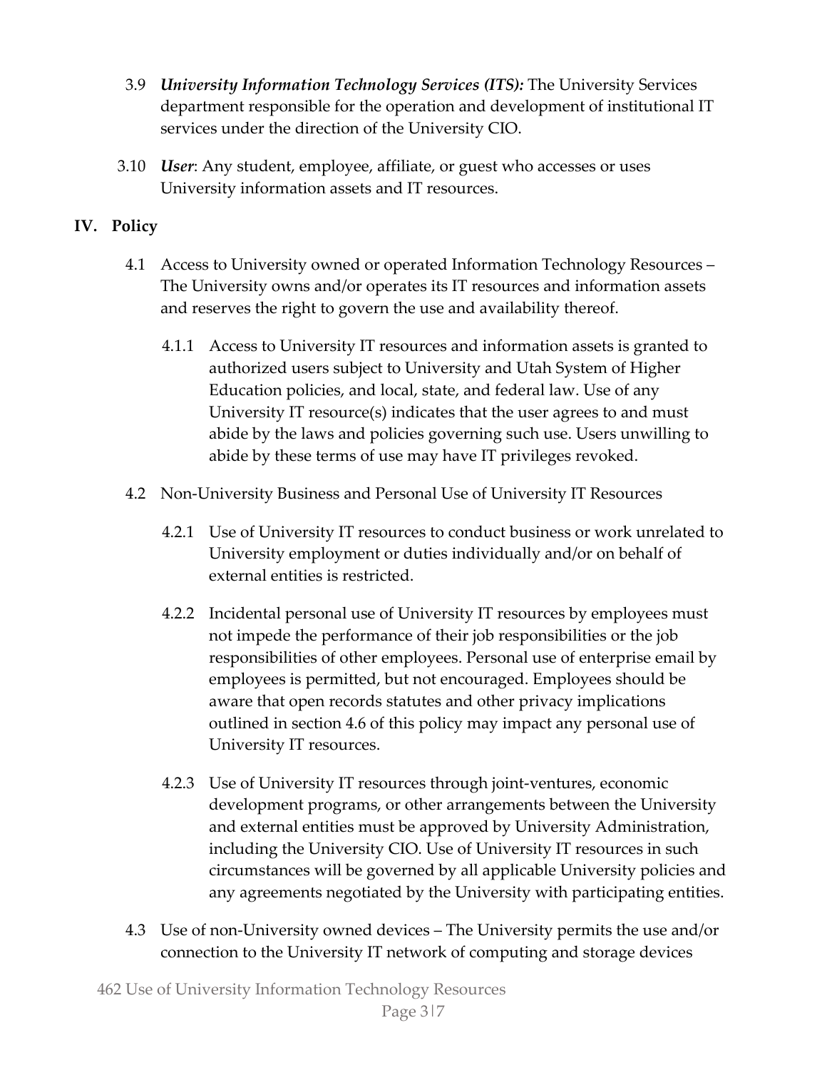3.9 ***University Information Technology Services (ITS):*** The University Services department responsible for the operation and development of institutional IT services under the direction of the University CIO.

3.10 ***User***: Any student, employee, affiliate, or guest who accesses or uses University information assets and IT resources.

## IV. Policy

4.1 Access to University owned or operated Information Technology Resources – The University owns and/or operates its IT resources and information assets and reserves the right to govern the use and availability thereof.

4.1.1 Access to University IT resources and information assets is granted to authorized users subject to University and Utah System of Higher Education policies, and local, state, and federal law. Use of any University IT resource(s) indicates that the user agrees to and must abide by the laws and policies governing such use. Users unwilling to abide by these terms of use may have IT privileges revoked.

4.2 Non-University Business and Personal Use of University IT Resources

4.2.1 Use of University IT resources to conduct business or work unrelated to University employment or duties individually and/or on behalf of external entities is restricted.

4.2.2 Incidental personal use of University IT resources by employees must not impede the performance of their job responsibilities or the job responsibilities of other employees. Personal use of enterprise email by employees is permitted, but not encouraged. Employees should be aware that open records statutes and other privacy implications outlined in section 4.6 of this policy may impact any personal use of University IT resources.

4.2.3 Use of University IT resources through joint-ventures, economic development programs, or other arrangements between the University and external entities must be approved by University Administration, including the University CIO. Use of University IT resources in such circumstances will be governed by all applicable University policies and any agreements negotiated by the University with participating entities.

4.3 Use of non-University owned devices – The University permits the use and/or connection to the University IT network of computing and storage devices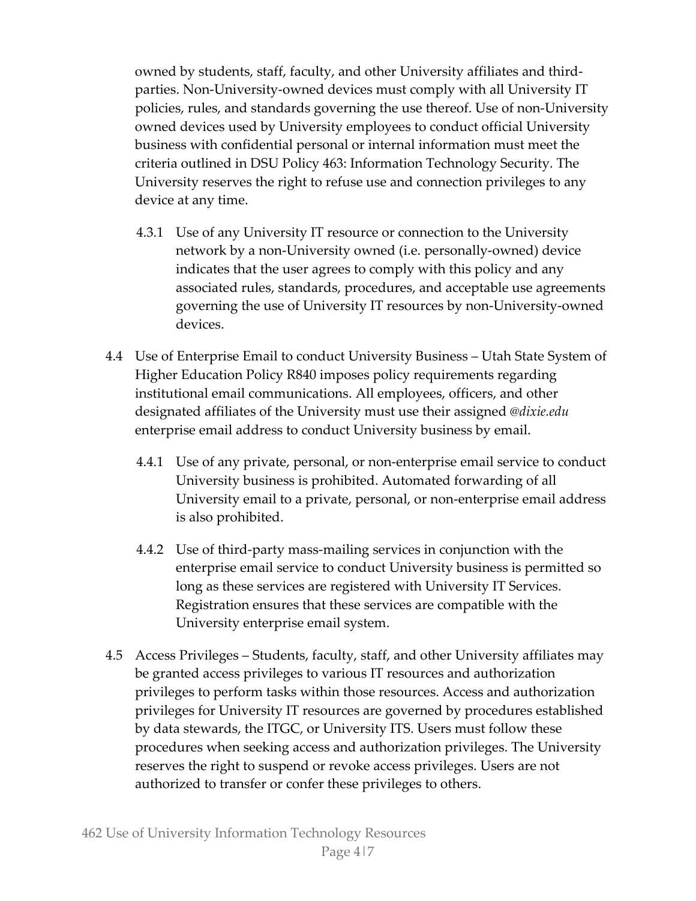owned by students, staff, faculty, and other University affiliates and third-parties. Non-University-owned devices must comply with all University IT policies, rules, and standards governing the use thereof. Use of non-University owned devices used by University employees to conduct official University business with confidential personal or internal information must meet the criteria outlined in DSU Policy 463: Information Technology Security. The University reserves the right to refuse use and connection privileges to any device at any time.

4.3.1 Use of any University IT resource or connection to the University network by a non-University owned (i.e. personally-owned) device indicates that the user agrees to comply with this policy and any associated rules, standards, procedures, and acceptable use agreements governing the use of University IT resources by non-University-owned devices.

4.4 Use of Enterprise Email to conduct University Business – Utah State System of Higher Education Policy R840 imposes policy requirements regarding institutional email communications. All employees, officers, and other designated affiliates of the University must use their assigned *@dixie.edu* enterprise email address to conduct University business by email.

4.4.1 Use of any private, personal, or non-enterprise email service to conduct University business is prohibited. Automated forwarding of all University email to a private, personal, or non-enterprise email address is also prohibited.

4.4.2 Use of third-party mass-mailing services in conjunction with the enterprise email service to conduct University business is permitted so long as these services are registered with University IT Services. Registration ensures that these services are compatible with the University enterprise email system.

4.5 Access Privileges – Students, faculty, staff, and other University affiliates may be granted access privileges to various IT resources and authorization privileges to perform tasks within those resources. Access and authorization privileges for University IT resources are governed by procedures established by data stewards, the ITGC, or University ITS. Users must follow these procedures when seeking access and authorization privileges. The University reserves the right to suspend or revoke access privileges. Users are not authorized to transfer or confer these privileges to others.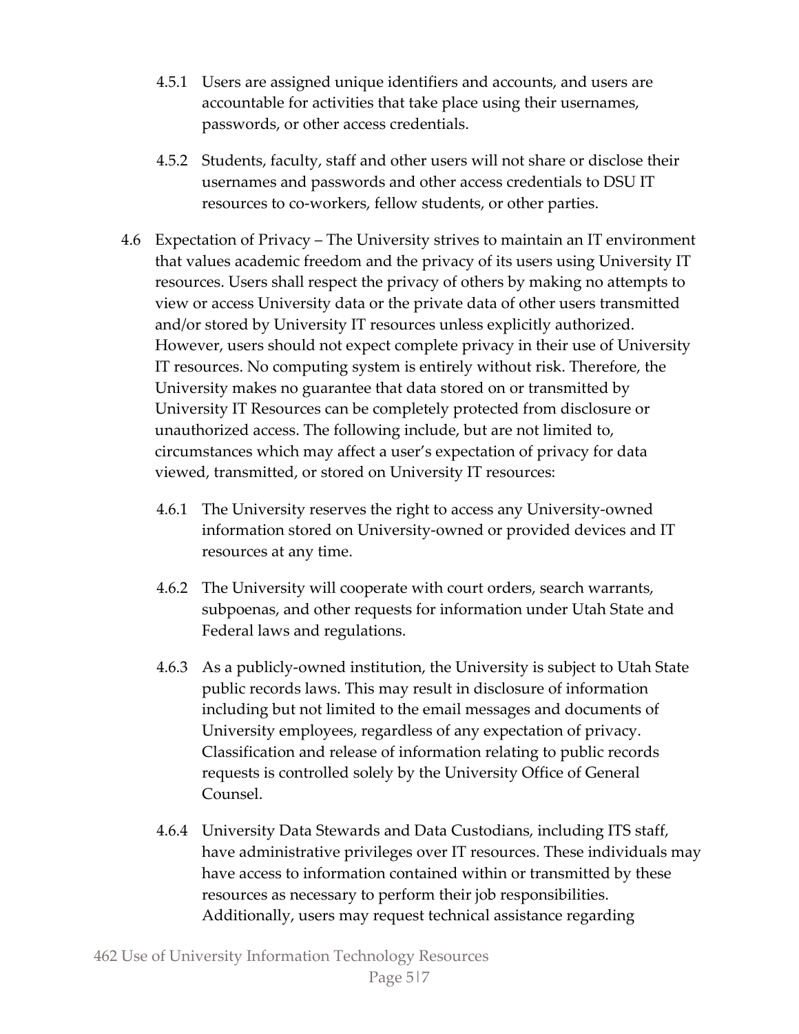4.5.1 Users are assigned unique identifiers and accounts, and users are accountable for activities that take place using their usernames, passwords, or other access credentials.

4.5.2 Students, faculty, staff and other users will not share or disclose their usernames and passwords and other access credentials to DSU IT resources to co-workers, fellow students, or other parties.

4.6 Expectation of Privacy – The University strives to maintain an IT environment that values academic freedom and the privacy of its users using University IT resources. Users shall respect the privacy of others by making no attempts to view or access University data or the private data of other users transmitted and/or stored by University IT resources unless explicitly authorized. However, users should not expect complete privacy in their use of University IT resources. No computing system is entirely without risk. Therefore, the University makes no guarantee that data stored on or transmitted by University IT Resources can be completely protected from disclosure or unauthorized access. The following include, but are not limited to, circumstances which may affect a user's expectation of privacy for data viewed, transmitted, or stored on University IT resources:

4.6.1 The University reserves the right to access any University-owned information stored on University-owned or provided devices and IT resources at any time.

4.6.2 The University will cooperate with court orders, search warrants, subpoenas, and other requests for information under Utah State and Federal laws and regulations.

4.6.3 As a publicly-owned institution, the University is subject to Utah State public records laws. This may result in disclosure of information including but not limited to the email messages and documents of University employees, regardless of any expectation of privacy. Classification and release of information relating to public records requests is controlled solely by the University Office of General Counsel.

4.6.4 University Data Stewards and Data Custodians, including ITS staff, have administrative privileges over IT resources. These individuals may have access to information contained within or transmitted by these resources as necessary to perform their job responsibilities. Additionally, users may request technical assistance regarding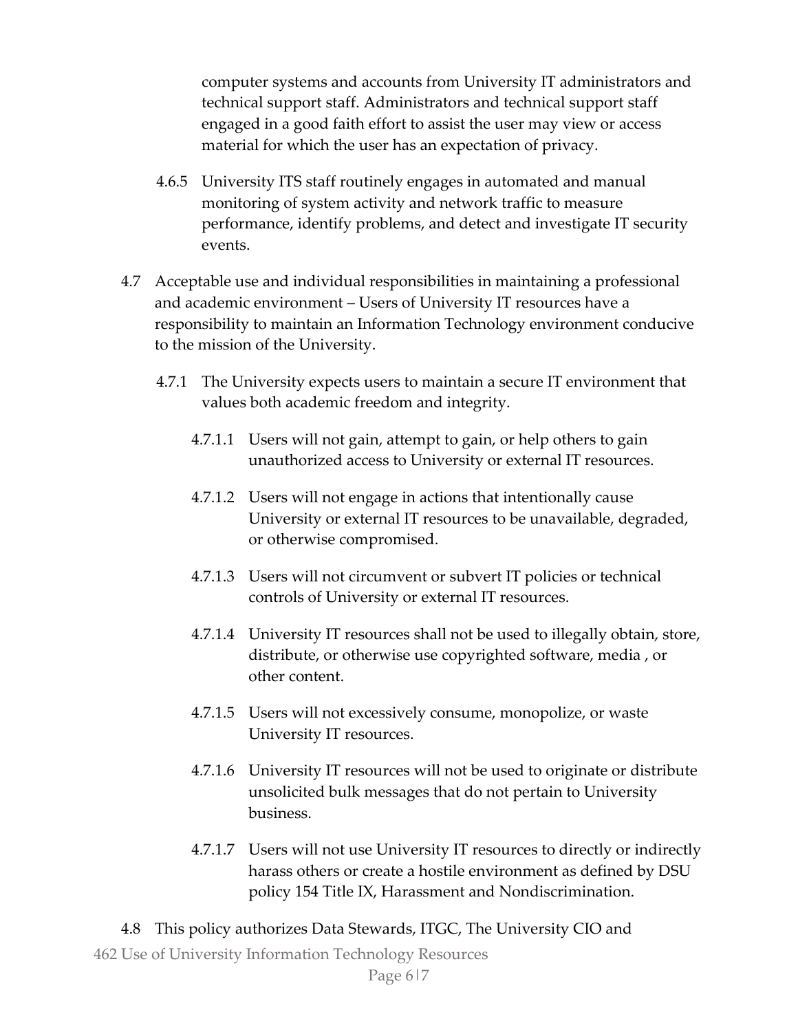computer systems and accounts from University IT administrators and technical support staff. Administrators and technical support staff engaged in a good faith effort to assist the user may view or access material for which the user has an expectation of privacy.

4.6.5 University ITS staff routinely engages in automated and manual monitoring of system activity and network traffic to measure performance, identify problems, and detect and investigate IT security events.

4.7 Acceptable use and individual responsibilities in maintaining a professional and academic environment – Users of University IT resources have a responsibility to maintain an Information Technology environment conducive to the mission of the University.

4.7.1 The University expects users to maintain a secure IT environment that values both academic freedom and integrity.

4.7.1.1 Users will not gain, attempt to gain, or help others to gain unauthorized access to University or external IT resources.

4.7.1.2 Users will not engage in actions that intentionally cause University or external IT resources to be unavailable, degraded, or otherwise compromised.

4.7.1.3 Users will not circumvent or subvert IT policies or technical controls of University or external IT resources.

4.7.1.4 University IT resources shall not be used to illegally obtain, store, distribute, or otherwise use copyrighted software, media , or other content.

4.7.1.5 Users will not excessively consume, monopolize, or waste University IT resources.

4.7.1.6 University IT resources will not be used to originate or distribute unsolicited bulk messages that do not pertain to University business.

4.7.1.7 Users will not use University IT resources to directly or indirectly harass others or create a hostile environment as defined by DSU policy 154 Title IX, Harassment and Nondiscrimination.

4.8 This policy authorizes Data Stewards, ITGC, The University CIO and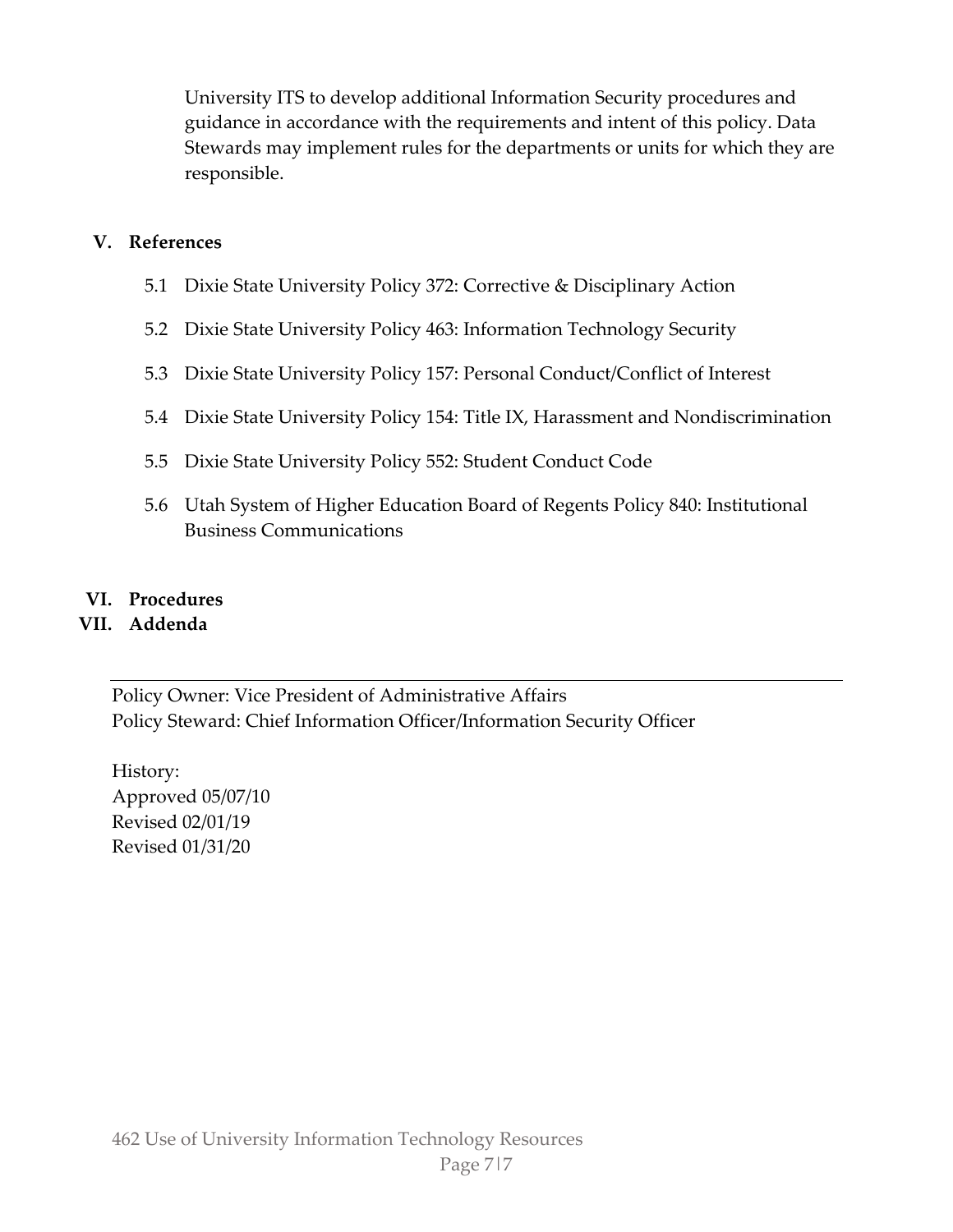University ITS to develop additional Information Security procedures and guidance in accordance with the requirements and intent of this policy. Data Stewards may implement rules for the departments or units for which they are responsible.

## V. References

5.1 Dixie State University Policy 372: Corrective & Disciplinary Action

5.2 Dixie State University Policy 463: Information Technology Security

5.3 Dixie State University Policy 157: Personal Conduct/Conflict of Interest

5.4 Dixie State University Policy 154: Title IX, Harassment and Nondiscrimination

5.5 Dixie State University Policy 552: Student Conduct Code

5.6 Utah System of Higher Education Board of Regents Policy 840: Institutional Business Communications

## VI. Procedures

## VII. Addenda

---

Policy Owner: Vice President of Administrative Affairs
Policy Steward: Chief Information Officer/Information Security Officer

History:
Approved 05/07/10
Revised 02/01/19
Revised 01/31/20